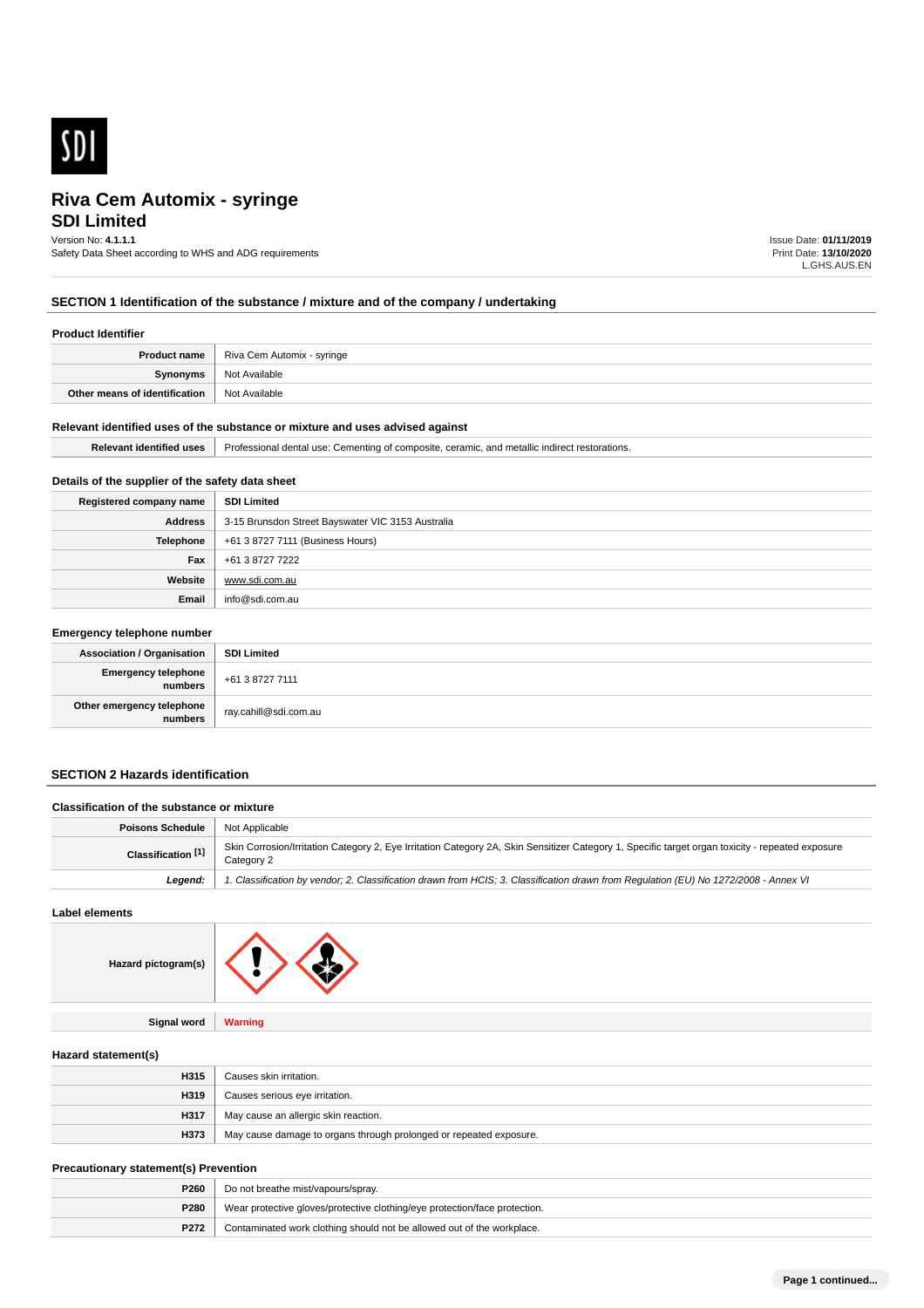# Riva Cem Automix - syringe
## SDI Limited

Version No: **4.1.1.1**
Safety Data Sheet according to WHS and ADG requirements

Issue Date: **01/11/2019**
Print Date: **13/10/2020**
L.GHS.AUS.EN

## SECTION 1 Identification of the substance / mixture and of the company / undertaking

### Product Identifier

| | |
|---|---|
| **Product name** | Riva Cem Automix - syringe |
| **Synonyms** | Not Available |
| **Other means of identification** | Not Available |

### Relevant identified uses of the substance or mixture and uses advised against

| | |
|---|---|
| **Relevant identified uses** | Professional dental use: Cementing of composite, ceramic, and metallic indirect restorations. |

### Details of the supplier of the safety data sheet

| | |
|---|---|
| **Registered company name** | **SDI Limited** |
| **Address** | 3-15 Brunsdon Street Bayswater VIC 3153 Australia |
| **Telephone** | +61 3 8727 7111 (Business Hours) |
| **Fax** | +61 3 8727 7222 |
| **Website** | www.sdi.com.au |
| **Email** | info@sdi.com.au |

### Emergency telephone number

| | |
|---|---|
| **Association / Organisation** | **SDI Limited** |
| **Emergency telephone numbers** | +61 3 8727 7111 |
| **Other emergency telephone numbers** | ray.cahill@sdi.com.au |

## SECTION 2 Hazards identification

### Classification of the substance or mixture

| | |
|---|---|
| **Poisons Schedule** | Not Applicable |
| **Classification [1]** | Skin Corrosion/Irritation Category 2, Eye Irritation Category 2A, Skin Sensitizer Category 1, Specific target organ toxicity - repeated exposure Category 2 |
| ***Legend:*** | *1. Classification by vendor; 2. Classification drawn from HCIS; 3. Classification drawn from Regulation (EU) No 1272/2008 - Annex VI* |

### Label elements

| | |
|---|---|
| **Hazard pictogram(s)** | |
| **Signal word** | **Warning** |

### Hazard statement(s)

| | |
|---|---|
| **H315** | Causes skin irritation. |
| **H319** | Causes serious eye irritation. |
| **H317** | May cause an allergic skin reaction. |
| **H373** | May cause damage to organs through prolonged or repeated exposure. |

### Precautionary statement(s) Prevention

| | |
|---|---|
| **P260** | Do not breathe mist/vapours/spray. |
| **P280** | Wear protective gloves/protective clothing/eye protection/face protection. |
| **P272** | Contaminated work clothing should not be allowed out of the workplace. |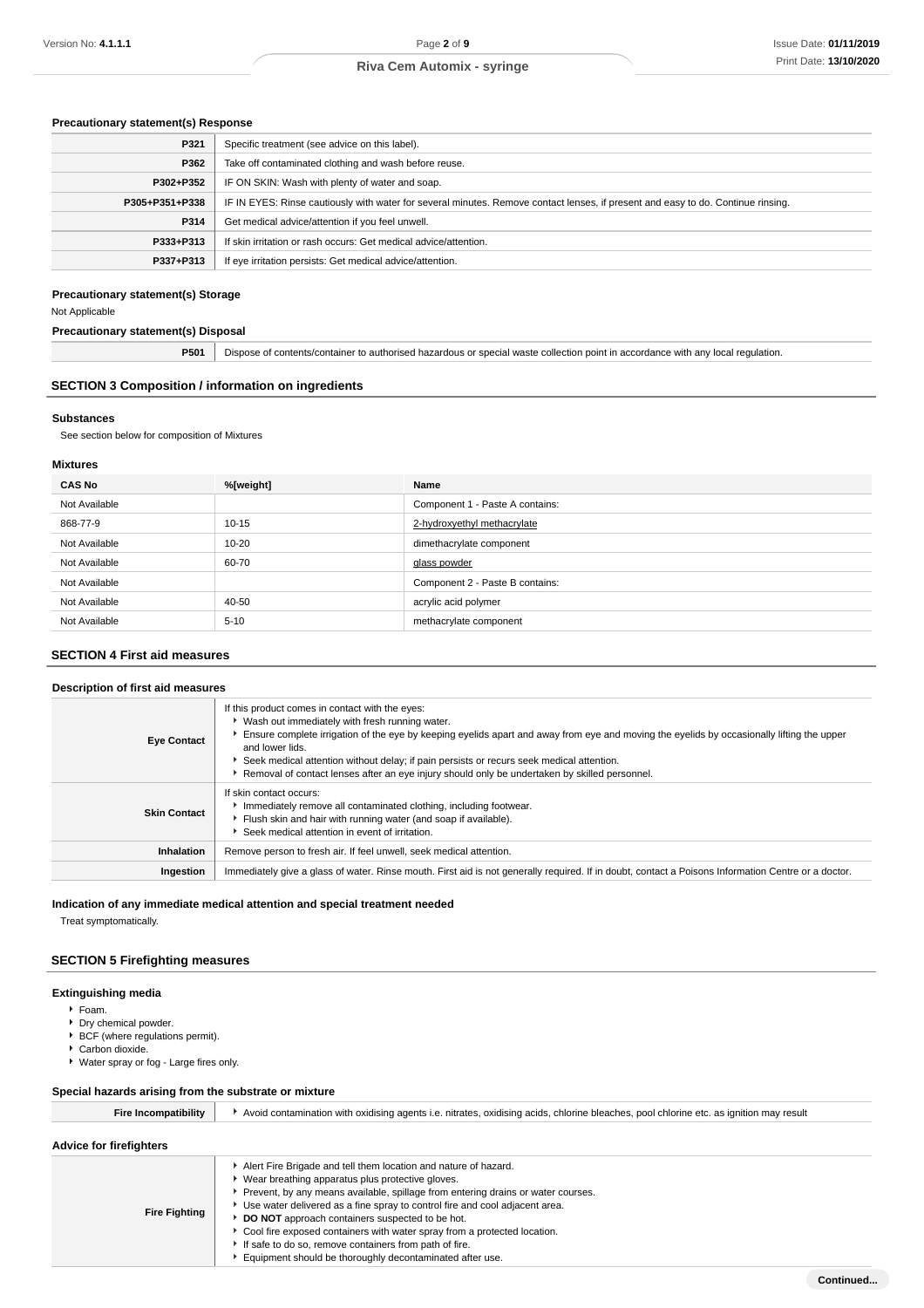### Precautionary statement(s) Response

| | |
|---|---|
| **P321** | Specific treatment (see advice on this label). |
| **P362** | Take off contaminated clothing and wash before reuse. |
| **P302+P352** | IF ON SKIN: Wash with plenty of water and soap. |
| **P305+P351+P338** | IF IN EYES: Rinse cautiously with water for several minutes. Remove contact lenses, if present and easy to do. Continue rinsing. |
| **P314** | Get medical advice/attention if you feel unwell. |
| **P333+P313** | If skin irritation or rash occurs: Get medical advice/attention. |
| **P337+P313** | If eye irritation persists: Get medical advice/attention. |

### Precautionary statement(s) Storage

Not Applicable

### Precautionary statement(s) Disposal

| | |
|---|---|
| **P501** | Dispose of contents/container to authorised hazardous or special waste collection point in accordance with any local regulation. |

## SECTION 3 Composition / information on ingredients

### Substances

See section below for composition of Mixtures

### Mixtures

| CAS No | %[weight] | Name |
|---|---|---|
| Not Available | | Component 1 - Paste A contains: |
| 868-77-9 | 10-15 | 2-hydroxyethyl methacrylate |
| Not Available | 10-20 | dimethacrylate component |
| Not Available | 60-70 | glass powder |
| Not Available | | Component 2 - Paste B contains: |
| Not Available | 40-50 | acrylic acid polymer |
| Not Available | 5-10 | methacrylate component |

## SECTION 4 First aid measures

### Description of first aid measures

| | |
|---|---|
| **Eye Contact** | If this product comes in contact with the eyes:<br>▸ Wash out immediately with fresh running water.<br>▸ Ensure complete irrigation of the eye by keeping eyelids apart and away from eye and moving the eyelids by occasionally lifting the upper and lower lids.<br>▸ Seek medical attention without delay; if pain persists or recurs seek medical attention.<br>▸ Removal of contact lenses after an eye injury should only be undertaken by skilled personnel. |
| **Skin Contact** | If skin contact occurs:<br>▸ Immediately remove all contaminated clothing, including footwear.<br>▸ Flush skin and hair with running water (and soap if available).<br>▸ Seek medical attention in event of irritation. |
| **Inhalation** | Remove person to fresh air. If feel unwell, seek medical attention. |
| **Ingestion** | Immediately give a glass of water. Rinse mouth. First aid is not generally required. If in doubt, contact a Poisons Information Centre or a doctor. |

### Indication of any immediate medical attention and special treatment needed

Treat symptomatically.

## SECTION 5 Firefighting measures

### Extinguishing media

- Foam.
- Dry chemical powder.
- BCF (where regulations permit).
- Carbon dioxide.
- Water spray or fog - Large fires only.

### Special hazards arising from the substrate or mixture

| | |
|---|---|
| **Fire Incompatibility** | ▸ Avoid contamination with oxidising agents i.e. nitrates, oxidising acids, chlorine bleaches, pool chlorine etc. as ignition may result |

### Advice for firefighters

| | |
|---|---|
| **Fire Fighting** | ▸ Alert Fire Brigade and tell them location and nature of hazard.<br>▸ Wear breathing apparatus plus protective gloves.<br>▸ Prevent, by any means available, spillage from entering drains or water courses.<br>▸ Use water delivered as a fine spray to control fire and cool adjacent area.<br>▸ **DO NOT** approach containers suspected to be hot.<br>▸ Cool fire exposed containers with water spray from a protected location.<br>▸ If safe to do so, remove containers from path of fire.<br>▸ Equipment should be thoroughly decontaminated after use. |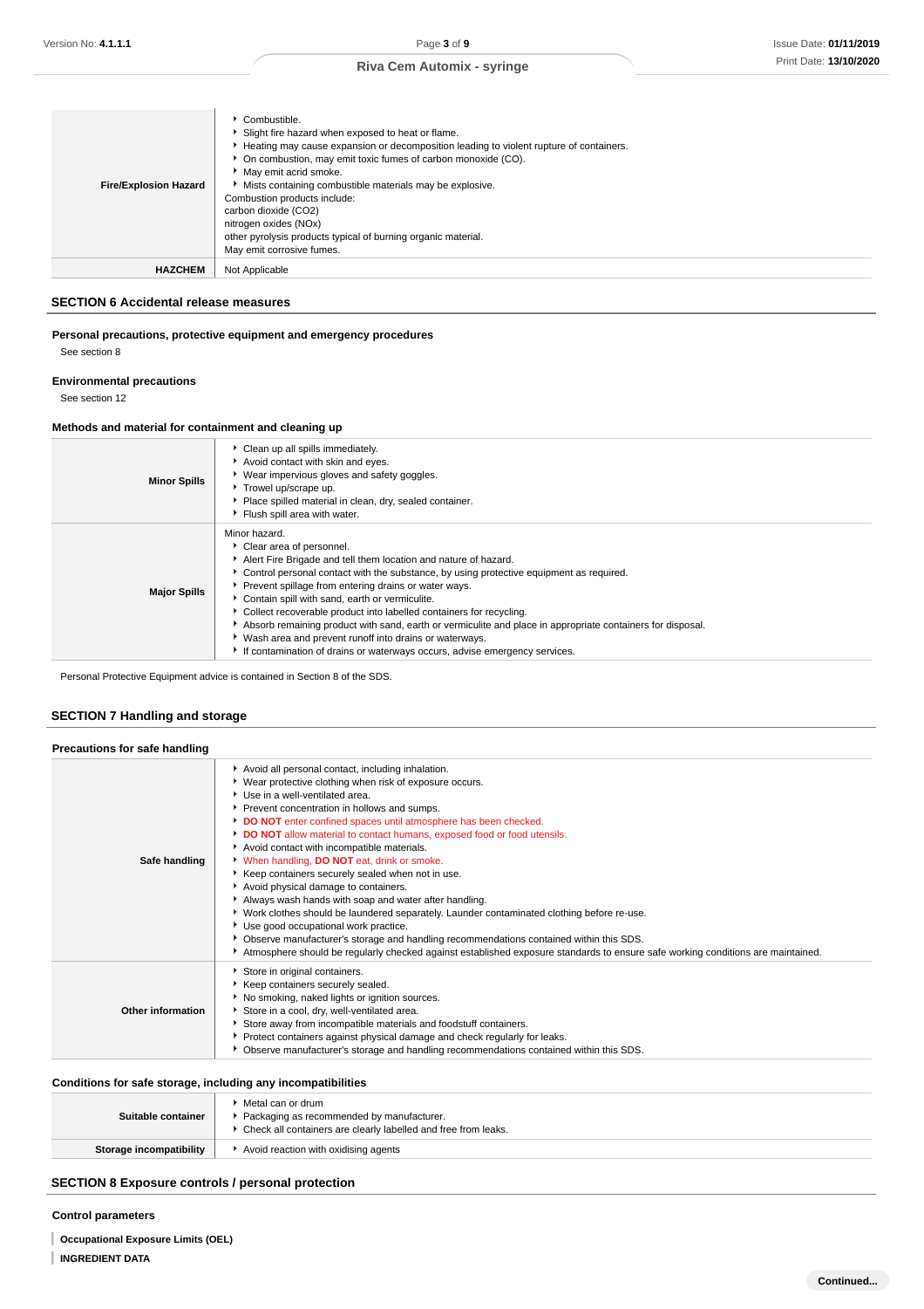| | |
|---|---|
| **Fire/Explosion Hazard** | ▸ Combustible.<br>▸ Slight fire hazard when exposed to heat or flame.<br>▸ Heating may cause expansion or decomposition leading to violent rupture of containers.<br>▸ On combustion, may emit toxic fumes of carbon monoxide (CO).<br>▸ May emit acrid smoke.<br>▸ Mists containing combustible materials may be explosive.<br>Combustion products include:<br>carbon dioxide (CO2)<br>nitrogen oxides (NOx)<br>other pyrolysis products typical of burning organic material.<br>May emit corrosive fumes. |
| **HAZCHEM** | Not Applicable |

## SECTION 6 Accidental release measures

### Personal precautions, protective equipment and emergency procedures

See section 8

### Environmental precautions

See section 12

### Methods and material for containment and cleaning up

| | |
|---|---|
| **Minor Spills** | ▸ Clean up all spills immediately.<br>▸ Avoid contact with skin and eyes.<br>▸ Wear impervious gloves and safety goggles.<br>▸ Trowel up/scrape up.<br>▸ Place spilled material in clean, dry, sealed container.<br>▸ Flush spill area with water. |
| **Major Spills** | Minor hazard.<br>▸ Clear area of personnel.<br>▸ Alert Fire Brigade and tell them location and nature of hazard.<br>▸ Control personal contact with the substance, by using protective equipment as required.<br>▸ Prevent spillage from entering drains or water ways.<br>▸ Contain spill with sand, earth or vermiculite.<br>▸ Collect recoverable product into labelled containers for recycling.<br>▸ Absorb remaining product with sand, earth or vermiculite and place in appropriate containers for disposal.<br>▸ Wash area and prevent runoff into drains or waterways.<br>▸ If contamination of drains or waterways occurs, advise emergency services. |

Personal Protective Equipment advice is contained in Section 8 of the SDS.

## SECTION 7 Handling and storage

### Precautions for safe handling

| | |
|---|---|
| **Safe handling** | ▸ Avoid all personal contact, including inhalation.<br>▸ Wear protective clothing when risk of exposure occurs.<br>▸ Use in a well-ventilated area.<br>▸ Prevent concentration in hollows and sumps.<br>▸ **DO NOT** enter confined spaces until atmosphere has been checked.<br>▸ **DO NOT** allow material to contact humans, exposed food or food utensils.<br>▸ Avoid contact with incompatible materials.<br>▸ When handling, **DO NOT** eat, drink or smoke.<br>▸ Keep containers securely sealed when not in use.<br>▸ Avoid physical damage to containers.<br>▸ Always wash hands with soap and water after handling.<br>▸ Work clothes should be laundered separately. Launder contaminated clothing before re-use.<br>▸ Use good occupational work practice.<br>▸ Observe manufacturer's storage and handling recommendations contained within this SDS.<br>▸ Atmosphere should be regularly checked against established exposure standards to ensure safe working conditions are maintained. |
| **Other information** | ▸ Store in original containers.<br>▸ Keep containers securely sealed.<br>▸ No smoking, naked lights or ignition sources.<br>▸ Store in a cool, dry, well-ventilated area.<br>▸ Store away from incompatible materials and foodstuff containers.<br>▸ Protect containers against physical damage and check regularly for leaks.<br>▸ Observe manufacturer's storage and handling recommendations contained within this SDS. |

### Conditions for safe storage, including any incompatibilities

| | |
|---|---|
| **Suitable container** | ▸ Metal can or drum<br>▸ Packaging as recommended by manufacturer.<br>▸ Check all containers are clearly labelled and free from leaks. |
| **Storage incompatibility** | ▸ Avoid reaction with oxidising agents |

## SECTION 8 Exposure controls / personal protection

### Control parameters

**Occupational Exposure Limits (OEL)**

**INGREDIENT DATA**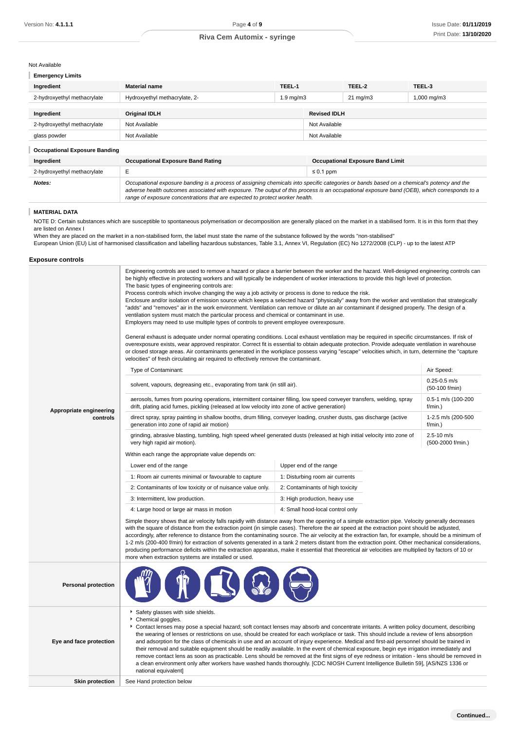Not Available

### Emergency Limits

| Ingredient | Material name | TEEL-1 | TEEL-2 | TEEL-3 |
|---|---|---|---|---|
| 2-hydroxyethyl methacrylate | Hydroxyethyl methacrylate, 2- | 1.9 mg/m3 | 21 mg/m3 | 1,000 mg/m3 |

| Ingredient | Original IDLH | Revised IDLH |
|---|---|---|
| 2-hydroxyethyl methacrylate | Not Available | Not Available |
| glass powder | Not Available | Not Available |

### Occupational Exposure Banding

| Ingredient | Occupational Exposure Band Rating | Occupational Exposure Band Limit |
|---|---|---|
| 2-hydroxyethyl methacrylate | E | ≤ 0.1 ppm |
| ***Notes:*** | *Occupational exposure banding is a process of assigning chemicals into specific categories or bands based on a chemical's potency and the adverse health outcomes associated with exposure. The output of this process is an occupational exposure band (OEB), which corresponds to a range of exposure concentrations that are expected to protect worker health.* | |

### MATERIAL DATA

NOTE D: Certain substances which are susceptible to spontaneous polymerisation or decomposition are generally placed on the market in a stabilised form. It is in this form that they are listed on Annex I
When they are placed on the market in a non-stabilised form, the label must state the name of the substance followed by the words "non-stabilised"
European Union (EU) List of harmonised classification and labelling hazardous substances, Table 3.1, Annex VI, Regulation (EC) No 1272/2008 (CLP) - up to the latest ATP

## Exposure controls

**Appropriate engineering controls**

Engineering controls are used to remove a hazard or place a barrier between the worker and the hazard. Well-designed engineering controls can be highly effective in protecting workers and will typically be independent of worker interactions to provide this high level of protection.
The basic types of engineering controls are:
Process controls which involve changing the way a job activity or process is done to reduce the risk.
Enclosure and/or isolation of emission source which keeps a selected hazard "physically" away from the worker and ventilation that strategically "adds" and "removes" air in the work environment. Ventilation can remove or dilute an air contaminant if designed properly. The design of a ventilation system must match the particular process and chemical or contaminant in use.
Employers may need to use multiple types of controls to prevent employee overexposure.

General exhaust is adequate under normal operating conditions. Local exhaust ventilation may be required in specific circumstances. If risk of overexposure exists, wear approved respirator. Correct fit is essential to obtain adequate protection. Provide adequate ventilation in warehouse or closed storage areas. Air contaminants generated in the workplace possess varying "escape" velocities which, in turn, determine the "capture velocities" of fresh circulating air required to effectively remove the contaminant.

| Type of Contaminant: | Air Speed: |
|---|---|
| solvent, vapours, degreasing etc., evaporating from tank (in still air). | 0.25-0.5 m/s (50-100 f/min) |
| aerosols, fumes from pouring operations, intermittent container filling, low speed conveyer transfers, welding, spray drift, plating acid fumes, pickling (released at low velocity into zone of active generation) | 0.5-1 m/s (100-200 f/min.) |
| direct spray, spray painting in shallow booths, drum filling, conveyer loading, crusher dusts, gas discharge (active generation into zone of rapid air motion) | 1-2.5 m/s (200-500 f/min.) |
| grinding, abrasive blasting, tumbling, high speed wheel generated dusts (released at high initial velocity into zone of very high rapid air motion). | 2.5-10 m/s (500-2000 f/min.) |

Within each range the appropriate value depends on:

| Lower end of the range | Upper end of the range |
|---|---|
| 1: Room air currents minimal or favourable to capture | 1: Disturbing room air currents |
| 2: Contaminants of low toxicity or of nuisance value only. | 2: Contaminants of high toxicity |
| 3: Intermittent, low production. | 3: High production, heavy use |
| 4: Large hood or large air mass in motion | 4: Small hood-local control only |

Simple theory shows that air velocity falls rapidly with distance away from the opening of a simple extraction pipe. Velocity generally decreases with the square of distance from the extraction point (in simple cases). Therefore the air speed at the extraction point should be adjusted, accordingly, after reference to distance from the contaminating source. The air velocity at the extraction fan, for example, should be a minimum of 1-2 m/s (200-400 f/min) for extraction of solvents generated in a tank 2 meters distant from the extraction point. Other mechanical considerations, producing performance deficits within the extraction apparatus, make it essential that theoretical air velocities are multiplied by factors of 10 or more when extraction systems are installed or used.

**Personal protection**

**Eye and face protection**

- Safety glasses with side shields.
- Chemical goggles.
- Contact lenses may pose a special hazard; soft contact lenses may absorb and concentrate irritants. A written policy document, describing the wearing of lenses or restrictions on use, should be created for each workplace or task. This should include a review of lens absorption and adsorption for the class of chemicals in use and an account of injury experience. Medical and first-aid personnel should be trained in their removal and suitable equipment should be readily available. In the event of chemical exposure, begin eye irrigation immediately and remove contact lens as soon as practicable. Lens should be removed at the first signs of eye redness or irritation - lens should be removed in a clean environment only after workers have washed hands thoroughly. [CDC NIOSH Current Intelligence Bulletin 59], [AS/NZS 1336 or national equivalent]

**Skin protection**

See Hand protection below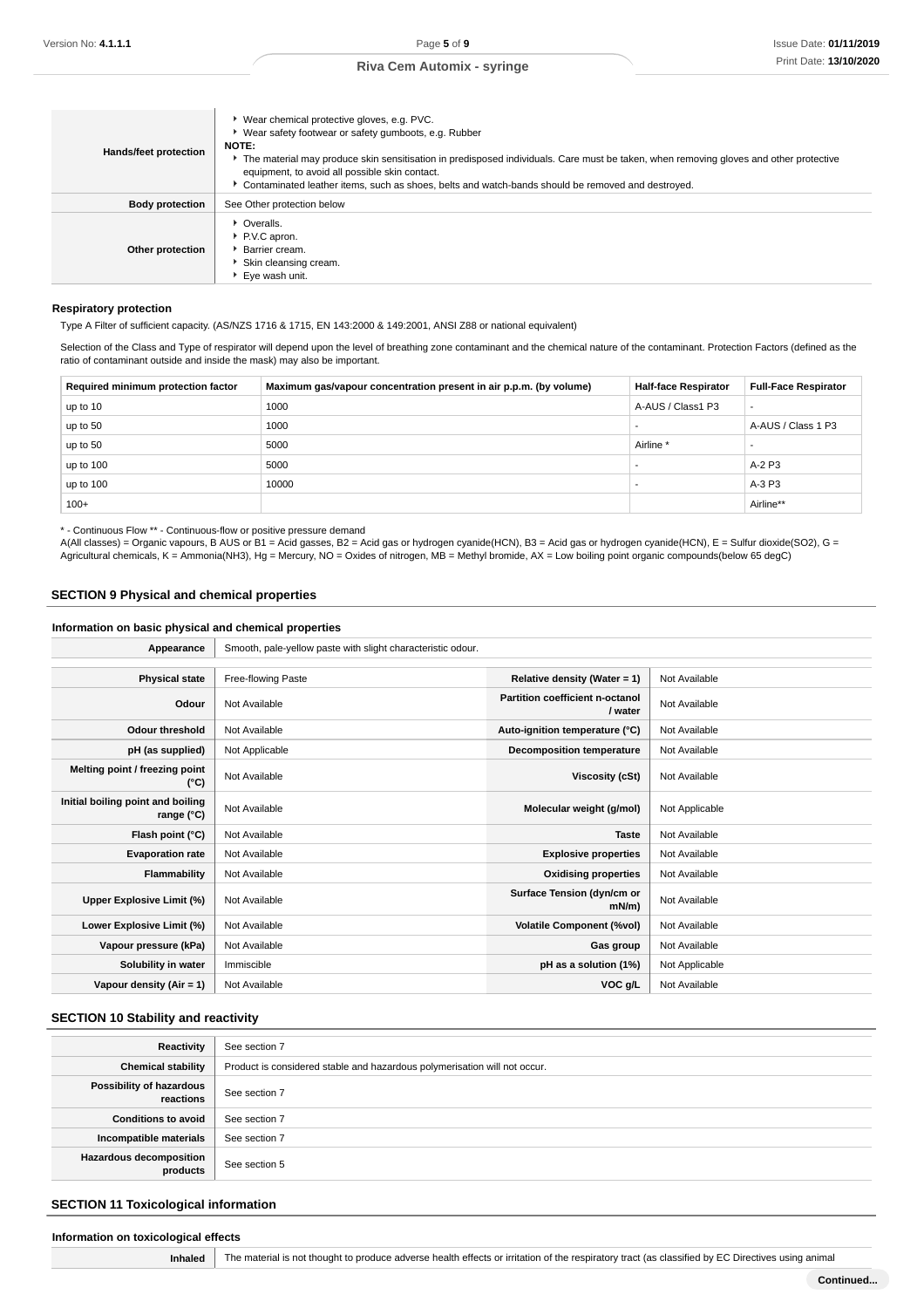| | |
|---|---|
| **Hands/feet protection** | ▸ Wear chemical protective gloves, e.g. PVC.<br>▸ Wear safety footwear or safety gumboots, e.g. Rubber<br>**NOTE:**<br>▸ The material may produce skin sensitisation in predisposed individuals. Care must be taken, when removing gloves and other protective equipment, to avoid all possible skin contact.<br>▸ Contaminated leather items, such as shoes, belts and watch-bands should be removed and destroyed. |
| **Body protection** | See Other protection below |
| **Other protection** | ▸ Overalls.<br>▸ P.V.C apron.<br>▸ Barrier cream.<br>▸ Skin cleansing cream.<br>▸ Eye wash unit. |

### Respiratory protection

Type A Filter of sufficient capacity. (AS/NZS 1716 & 1715, EN 143:2000 & 149:2001, ANSI Z88 or national equivalent)

Selection of the Class and Type of respirator will depend upon the level of breathing zone contaminant and the chemical nature of the contaminant. Protection Factors (defined as the ratio of contaminant outside and inside the mask) may also be important.

| Required minimum protection factor | Maximum gas/vapour concentration present in air p.p.m. (by volume) | Half-face Respirator | Full-Face Respirator |
|---|---|---|---|
| up to 10 | 1000 | A-AUS / Class1 P3 | - |
| up to 50 | 1000 | - | A-AUS / Class 1 P3 |
| up to 50 | 5000 | Airline * | - |
| up to 100 | 5000 | - | A-2 P3 |
| up to 100 | 10000 | - | A-3 P3 |
| 100+ | | | Airline** |

* - Continuous Flow ** - Continuous-flow or positive pressure demand
A(All classes) = Organic vapours, B AUS or B1 = Acid gasses, B2 = Acid gas or hydrogen cyanide(HCN), B3 = Acid gas or hydrogen cyanide(HCN), E = Sulfur dioxide(SO2), G = Agricultural chemicals, K = Ammonia(NH3), Hg = Mercury, NO = Oxides of nitrogen, MB = Methyl bromide, AX = Low boiling point organic compounds(below 65 degC)

## SECTION 9 Physical and chemical properties

### Information on basic physical and chemical properties

| | | | |
|---|---|---|---|
| **Appearance** | Smooth, pale-yellow paste with slight characteristic odour. | | |
| **Physical state** | Free-flowing Paste | **Relative density (Water = 1)** | Not Available |
| **Odour** | Not Available | **Partition coefficient n-octanol / water** | Not Available |
| **Odour threshold** | Not Available | **Auto-ignition temperature (°C)** | Not Available |
| **pH (as supplied)** | Not Applicable | **Decomposition temperature** | Not Available |
| **Melting point / freezing point (°C)** | Not Available | **Viscosity (cSt)** | Not Available |
| **Initial boiling point and boiling range (°C)** | Not Available | **Molecular weight (g/mol)** | Not Applicable |
| **Flash point (°C)** | Not Available | **Taste** | Not Available |
| **Evaporation rate** | Not Available | **Explosive properties** | Not Available |
| **Flammability** | Not Available | **Oxidising properties** | Not Available |
| **Upper Explosive Limit (%)** | Not Available | **Surface Tension (dyn/cm or mN/m)** | Not Available |
| **Lower Explosive Limit (%)** | Not Available | **Volatile Component (%vol)** | Not Available |
| **Vapour pressure (kPa)** | Not Available | **Gas group** | Not Available |
| **Solubility in water** | Immiscible | **pH as a solution (1%)** | Not Applicable |
| **Vapour density (Air = 1)** | Not Available | **VOC g/L** | Not Available |

## SECTION 10 Stability and reactivity

| | |
|---|---|
| **Reactivity** | See section 7 |
| **Chemical stability** | Product is considered stable and hazardous polymerisation will not occur. |
| **Possibility of hazardous reactions** | See section 7 |
| **Conditions to avoid** | See section 7 |
| **Incompatible materials** | See section 7 |
| **Hazardous decomposition products** | See section 5 |

## SECTION 11 Toxicological information

### Information on toxicological effects

| | |
|---|---|
| **Inhaled** | The material is not thought to produce adverse health effects or irritation of the respiratory tract (as classified by EC Directives using animal |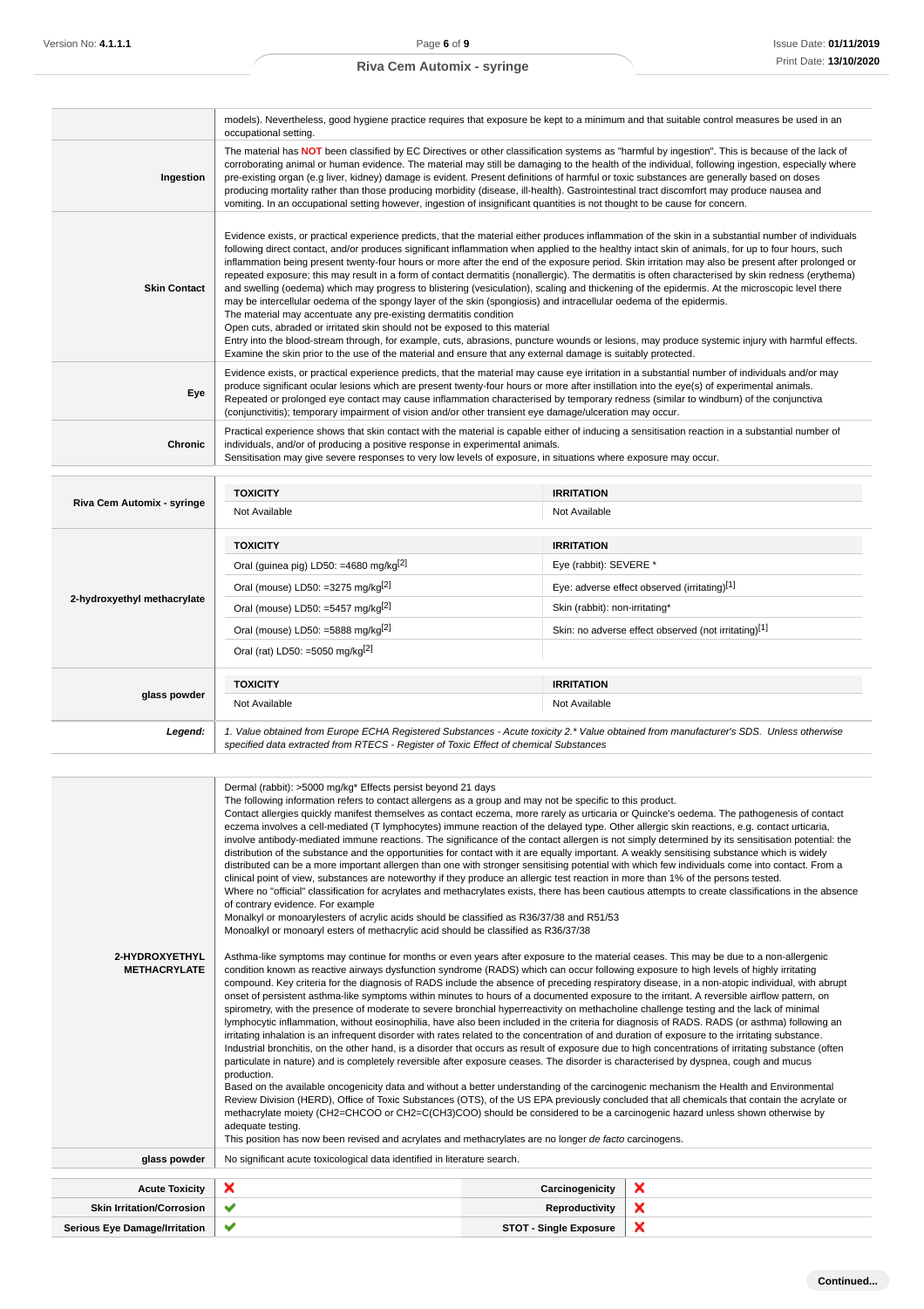| | |
|---|---|
| | models). Nevertheless, good hygiene practice requires that exposure be kept to a minimum and that suitable control measures be used in an occupational setting. |
| **Ingestion** | The material has **NOT** been classified by EC Directives or other classification systems as "harmful by ingestion". This is because of the lack of corroborating animal or human evidence. The material may still be damaging to the health of the individual, following ingestion, especially where pre-existing organ (e.g liver, kidney) damage is evident. Present definitions of harmful or toxic substances are generally based on doses producing mortality rather than those producing morbidity (disease, ill-health). Gastrointestinal tract discomfort may produce nausea and vomiting. In an occupational setting however, ingestion of insignificant quantities is not thought to be cause for concern. |
| **Skin Contact** | Evidence exists, or practical experience predicts, that the material either produces inflammation of the skin in a substantial number of individuals following direct contact, and/or produces significant inflammation when applied to the healthy intact skin of animals, for up to four hours, such inflammation being present twenty-four hours or more after the end of the exposure period. Skin irritation may also be present after prolonged or repeated exposure; this may result in a form of contact dermatitis (nonallergic). The dermatitis is often characterised by skin redness (erythema) and swelling (oedema) which may progress to blistering (vesiculation), scaling and thickening of the epidermis. At the microscopic level there may be intercellular oedema of the spongy layer of the skin (spongiosis) and intracellular oedema of the epidermis.<br>The material may accentuate any pre-existing dermatitis condition<br>Open cuts, abraded or irritated skin should not be exposed to this material<br>Entry into the blood-stream through, for example, cuts, abrasions, puncture wounds or lesions, may produce systemic injury with harmful effects. Examine the skin prior to the use of the material and ensure that any external damage is suitably protected. |
| **Eye** | Evidence exists, or practical experience predicts, that the material may cause eye irritation in a substantial number of individuals and/or may produce significant ocular lesions which are present twenty-four hours or more after instillation into the eye(s) of experimental animals.<br>Repeated or prolonged eye contact may cause inflammation characterised by temporary redness (similar to windburn) of the conjunctiva (conjunctivitis); temporary impairment of vision and/or other transient eye damage/ulceration may occur. |
| **Chronic** | Practical experience shows that skin contact with the material is capable either of inducing a sensitisation reaction in a substantial number of individuals, and/or of producing a positive response in experimental animals.<br>Sensitisation may give severe responses to very low levels of exposure, in situations where exposure may occur. |

| | TOXICITY | IRRITATION |
|---|---|---|
| **Riva Cem Automix - syringe** | Not Available | Not Available |
| **2-hydroxyethyl methacrylate** | **TOXICITY** | **IRRITATION** |
| | Oral (guinea pig) LD50: =4680 mg/kg[2] | Eye (rabbit): SEVERE * |
| | Oral (mouse) LD50: =3275 mg/kg[2] | Eye: adverse effect observed (irritating)[1] |
| | Oral (mouse) LD50: =5457 mg/kg[2] | Skin (rabbit): non-irritating* |
| | Oral (mouse) LD50: =5888 mg/kg[2] | Skin: no adverse effect observed (not irritating)[1] |
| | Oral (rat) LD50: =5050 mg/kg[2] | |
| **glass powder** | **TOXICITY** | **IRRITATION** |
| | Not Available | Not Available |
| ***Legend:*** | *1. Value obtained from Europe ECHA Registered Substances - Acute toxicity 2.\* Value obtained from manufacturer's SDS. Unless otherwise specified data extracted from RTECS - Register of Toxic Effect of chemical Substances* | |

| | |
|---|---|
| **2-HYDROXYETHYL METHACRYLATE** | Dermal (rabbit): >5000 mg/kg* Effects persist beyond 21 days<br>The following information refers to contact allergens as a group and may not be specific to this product.<br>Contact allergies quickly manifest themselves as contact eczema, more rarely as urticaria or Quincke's oedema. The pathogenesis of contact eczema involves a cell-mediated (T lymphocytes) immune reaction of the delayed type. Other allergic skin reactions, e.g. contact urticaria, involve antibody-mediated immune reactions. The significance of the contact allergen is not simply determined by its sensitisation potential: the distribution of the substance and the opportunities for contact with it are equally important. A weakly sensitising substance which is widely distributed can be a more important allergen than one with stronger sensitising potential with which few individuals come into contact. From a clinical point of view, substances are noteworthy if they produce an allergic test reaction in more than 1% of the persons tested.<br>Where no "official" classification for acrylates and methacrylates exists, there has been cautious attempts to create classifications in the absence of contrary evidence. For example<br>Monalkyl or monoarylesters of acrylic acids should be classified as R36/37/38 and R51/53<br>Monoalkyl or monoaryl esters of methacrylic acid should be classified as R36/37/38<br><br>Asthma-like symptoms may continue for months or even years after exposure to the material ceases. This may be due to a non-allergenic condition known as reactive airways dysfunction syndrome (RADS) which can occur following exposure to high levels of highly irritating compound. Key criteria for the diagnosis of RADS include the absence of preceding respiratory disease, in a non-atopic individual, with abrupt onset of persistent asthma-like symptoms within minutes to hours of a documented exposure to the irritant. A reversible airflow pattern, on spirometry, with the presence of moderate to severe bronchial hyperreactivity on methacholine challenge testing and the lack of minimal lymphocytic inflammation, without eosinophilia, have also been included in the criteria for diagnosis of RADS. RADS (or asthma) following an irritating inhalation is an infrequent disorder with rates related to the concentration of and duration of exposure to the irritating substance. Industrial bronchitis, on the other hand, is a disorder that occurs as result of exposure due to high concentrations of irritating substance (often particulate in nature) and is completely reversible after exposure ceases. The disorder is characterised by dyspnea, cough and mucus production.<br>Based on the available oncogenicity data and without a better understanding of the carcinogenic mechanism the Health and Environmental Review Division (HERD), Office of Toxic Substances (OTS), of the US EPA previously concluded that all chemicals that contain the acrylate or methacrylate moiety (CH2=CHCOO or CH2=C(CH3)COO) should be considered to be a carcinogenic hazard unless shown otherwise by adequate testing.<br>This position has now been revised and acrylates and methacrylates are no longer *de facto* carcinogens. |
| **glass powder** | No significant acute toxicological data identified in literature search. |

| | | | |
|---|---|---|---|
| **Acute Toxicity** | ✘ | **Carcinogenicity** | ✘ |
| **Skin Irritation/Corrosion** | ✔ | **Reproductivity** | ✘ |
| **Serious Eye Damage/Irritation** | ✔ | **STOT - Single Exposure** | ✘ |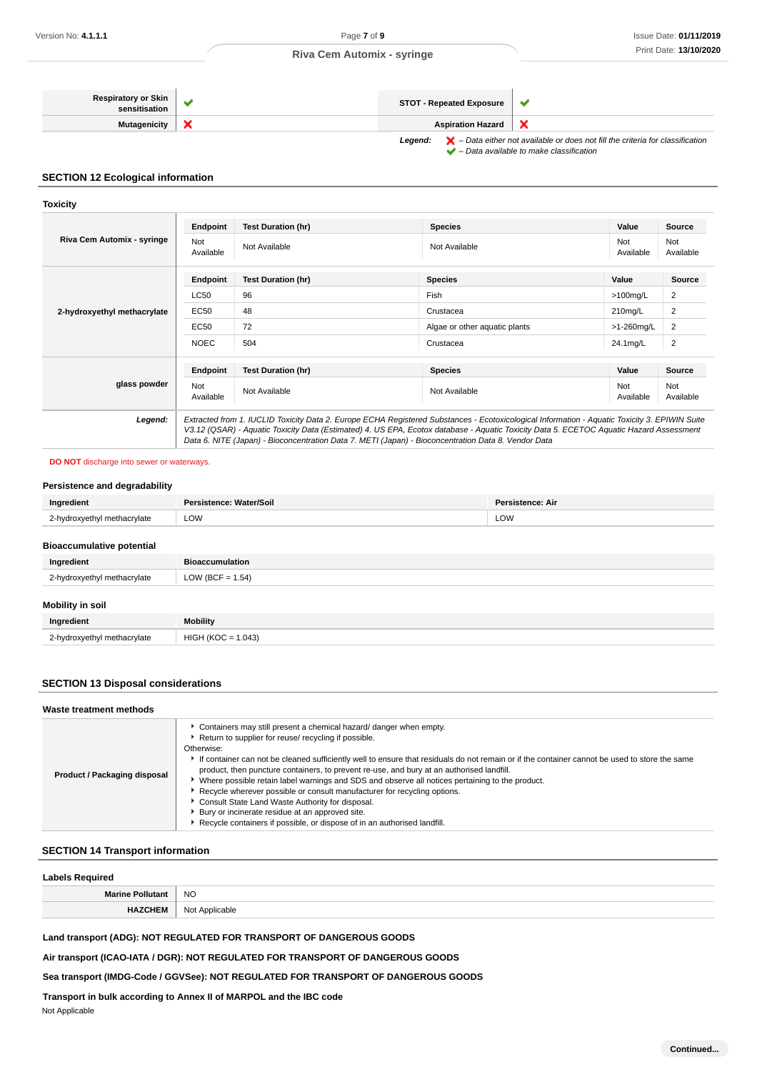| | | | |
|---|---|---|---|
| **Respiratory or Skin sensitisation** | ✔ | **STOT - Repeated Exposure** | ✔ |
| **Mutagenicity** | ✘ | **Aspiration Hazard** | ✘ |

***Legend:*** ✘ *– Data either not available or does not fill the criteria for classification*
✔ *– Data available to make classification*

## SECTION 12 Ecological information

### Toxicity

**Riva Cem Automix - syringe**

| Endpoint | Test Duration (hr) | Species | Value | Source |
|---|---|---|---|---|
| Not Available | Not Available | Not Available | Not Available | Not Available |

**2-hydroxyethyl methacrylate**

| Endpoint | Test Duration (hr) | Species | Value | Source |
|---|---|---|---|---|
| LC50 | 96 | Fish | >100mg/L | 2 |
| EC50 | 48 | Crustacea | 210mg/L | 2 |
| EC50 | 72 | Algae or other aquatic plants | >1-260mg/L | 2 |
| NOEC | 504 | Crustacea | 24.1mg/L | 2 |

**glass powder**

| Endpoint | Test Duration (hr) | Species | Value | Source |
|---|---|---|---|---|
| Not Available | Not Available | Not Available | Not Available | Not Available |

***Legend:*** *Extracted from 1. IUCLID Toxicity Data 2. Europe ECHA Registered Substances - Ecotoxicological Information - Aquatic Toxicity 3. EPIWIN Suite V3.12 (QSAR) - Aquatic Toxicity Data (Estimated) 4. US EPA, Ecotox database - Aquatic Toxicity Data 5. ECETOC Aquatic Hazard Assessment Data 6. NITE (Japan) - Bioconcentration Data 7. METI (Japan) - Bioconcentration Data 8. Vendor Data*

**DO NOT** discharge into sewer or waterways.

### Persistence and degradability

| Ingredient | Persistence: Water/Soil | Persistence: Air |
|---|---|---|
| 2-hydroxyethyl methacrylate | LOW | LOW |

### Bioaccumulative potential

| Ingredient | Bioaccumulation |
|---|---|
| 2-hydroxyethyl methacrylate | LOW (BCF = 1.54) |

### Mobility in soil

| Ingredient | Mobility |
|---|---|
| 2-hydroxyethyl methacrylate | HIGH (KOC = 1.043) |

## SECTION 13 Disposal considerations

### Waste treatment methods

**Product / Packaging disposal**

- Containers may still present a chemical hazard/ danger when empty.
- Return to supplier for reuse/ recycling if possible.

Otherwise:

- If container can not be cleaned sufficiently well to ensure that residuals do not remain or if the container cannot be used to store the same product, then puncture containers, to prevent re-use, and bury at an authorised landfill.
- Where possible retain label warnings and SDS and observe all notices pertaining to the product.
- Recycle wherever possible or consult manufacturer for recycling options.
- Consult State Land Waste Authority for disposal.
- Bury or incinerate residue at an approved site.
- Recycle containers if possible, or dispose of in an authorised landfill.

## SECTION 14 Transport information

### Labels Required

| | |
|---|---|
| **Marine Pollutant** | NO |
| **HAZCHEM** | Not Applicable |

**Land transport (ADG): NOT REGULATED FOR TRANSPORT OF DANGEROUS GOODS**

**Air transport (ICAO-IATA / DGR): NOT REGULATED FOR TRANSPORT OF DANGEROUS GOODS**

**Sea transport (IMDG-Code / GGVSee): NOT REGULATED FOR TRANSPORT OF DANGEROUS GOODS**

**Transport in bulk according to Annex II of MARPOL and the IBC code**

Not Applicable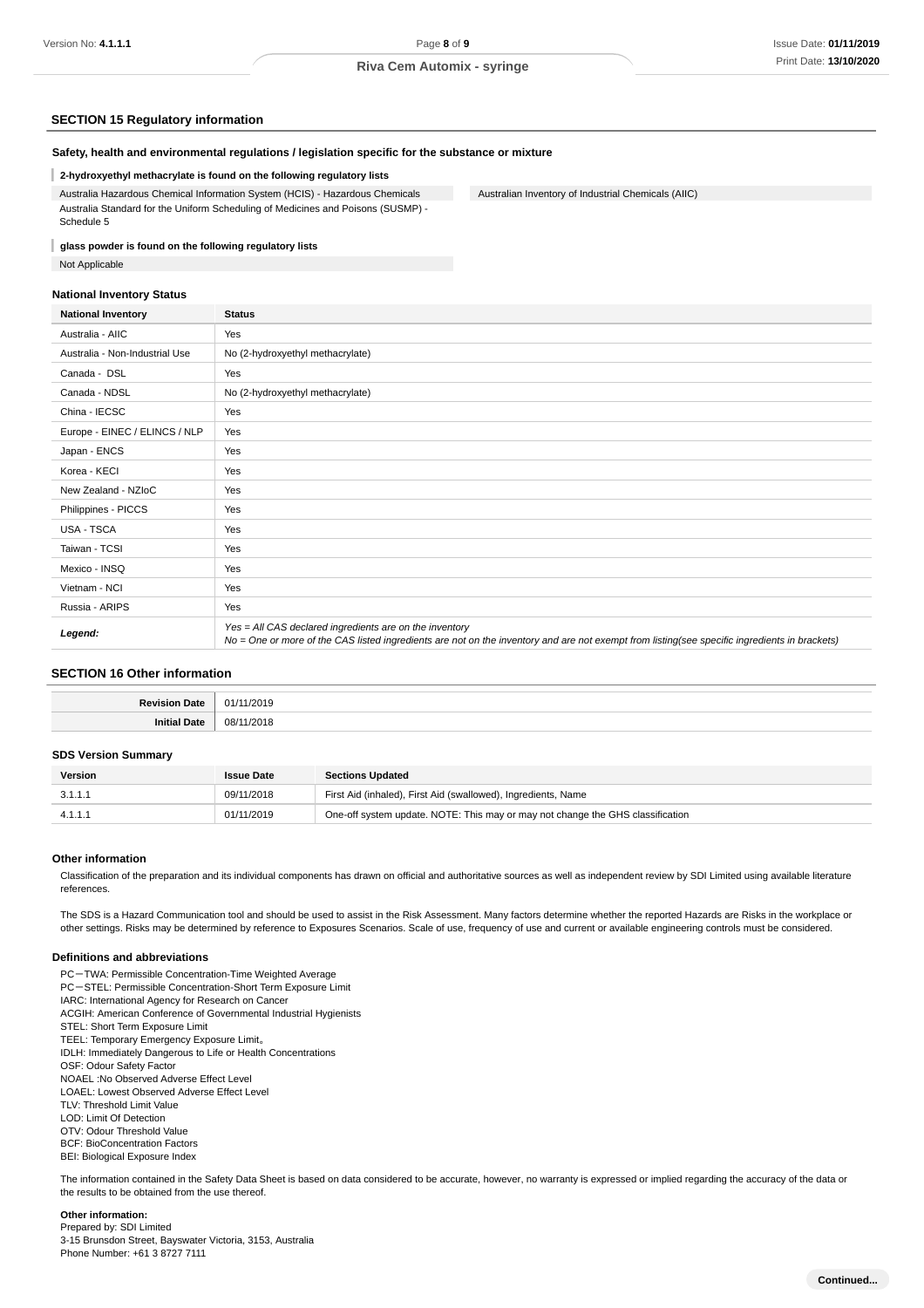## SECTION 15 Regulatory information

### Safety, health and environmental regulations / legislation specific for the substance or mixture

**2-hydroxyethyl methacrylate is found on the following regulatory lists**

Australia Hazardous Chemical Information System (HCIS) - Hazardous Chemicals

Australia Standard for the Uniform Scheduling of Medicines and Poisons (SUSMP) - Schedule 5

Australian Inventory of Industrial Chemicals (AIIC)

**glass powder is found on the following regulatory lists**

Not Applicable

### National Inventory Status

| National Inventory | Status |
|---|---|
| Australia - AIIC | Yes |
| Australia - Non-Industrial Use | No (2-hydroxyethyl methacrylate) |
| Canada - DSL | Yes |
| Canada - NDSL | No (2-hydroxyethyl methacrylate) |
| China - IECSC | Yes |
| Europe - EINEC / ELINCS / NLP | Yes |
| Japan - ENCS | Yes |
| Korea - KECI | Yes |
| New Zealand - NZIoC | Yes |
| Philippines - PICCS | Yes |
| USA - TSCA | Yes |
| Taiwan - TCSI | Yes |
| Mexico - INSQ | Yes |
| Vietnam - NCI | Yes |
| Russia - ARIPS | Yes |
| ***Legend:*** | *Yes = All CAS declared ingredients are on the inventory*<br>*No = One or more of the CAS listed ingredients are not on the inventory and are not exempt from listing(see specific ingredients in brackets)* |

## SECTION 16 Other information

| | |
|---|---|
| **Revision Date** | 01/11/2019 |
| **Initial Date** | 08/11/2018 |

### SDS Version Summary

| Version | Issue Date | Sections Updated |
|---|---|---|
| 3.1.1.1 | 09/11/2018 | First Aid (inhaled), First Aid (swallowed), Ingredients, Name |
| 4.1.1.1 | 01/11/2019 | One-off system update. NOTE: This may or may not change the GHS classification |

### Other information

Classification of the preparation and its individual components has drawn on official and authoritative sources as well as independent review by SDI Limited using available literature references.

The SDS is a Hazard Communication tool and should be used to assist in the Risk Assessment. Many factors determine whether the reported Hazards are Risks in the workplace or other settings. Risks may be determined by reference to Exposures Scenarios. Scale of use, frequency of use and current or available engineering controls must be considered.

### Definitions and abbreviations

PC－TWA: Permissible Concentration-Time Weighted Average
PC－STEL: Permissible Concentration-Short Term Exposure Limit
IARC: International Agency for Research on Cancer
ACGIH: American Conference of Governmental Industrial Hygienists
STEL: Short Term Exposure Limit
TEEL: Temporary Emergency Exposure Limit。
IDLH: Immediately Dangerous to Life or Health Concentrations
OSF: Odour Safety Factor
NOAEL :No Observed Adverse Effect Level
LOAEL: Lowest Observed Adverse Effect Level
TLV: Threshold Limit Value
LOD: Limit Of Detection
OTV: Odour Threshold Value
BCF: BioConcentration Factors
BEI: Biological Exposure Index

The information contained in the Safety Data Sheet is based on data considered to be accurate, however, no warranty is expressed or implied regarding the accuracy of the data or the results to be obtained from the use thereof.

**Other information:**
Prepared by: SDI Limited
3-15 Brunsdon Street, Bayswater Victoria, 3153, Australia
Phone Number: +61 3 8727 7111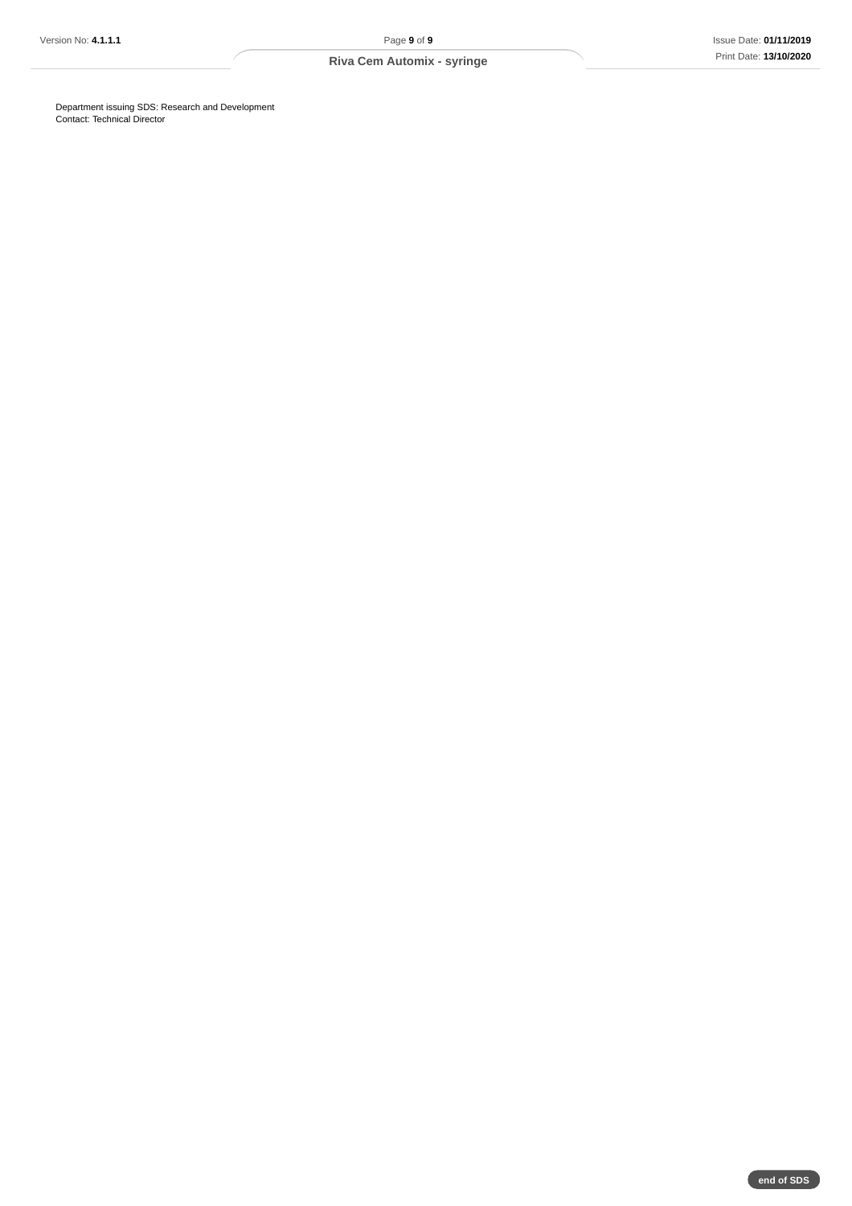Department issuing SDS: Research and Development
Contact: Technical Director

end of SDS